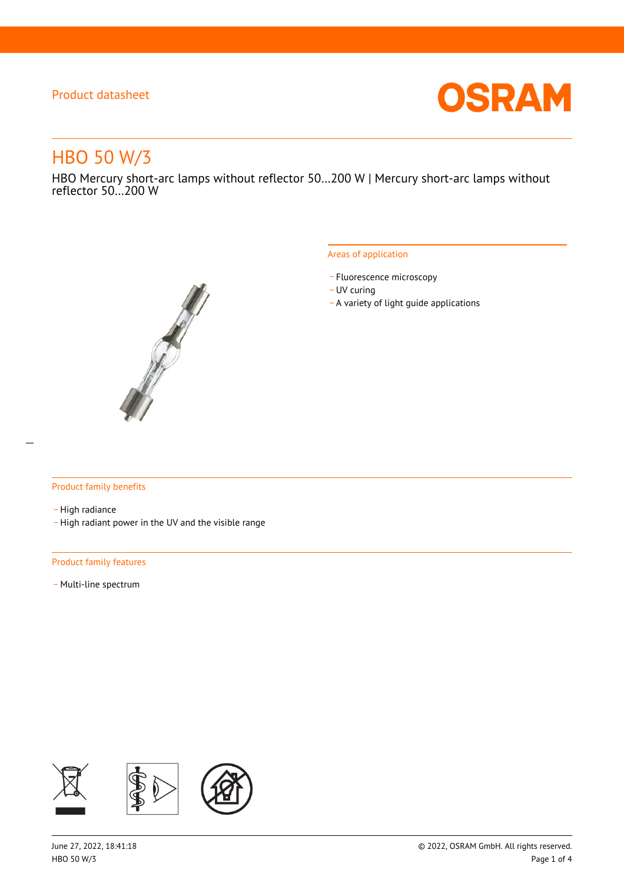Product datasheet

# HBO 50 W/3

HBO Mercury short-arc lamps without reflector 50…200 W | Mercury short-arc lamps without reflector 50…200 W

## Areas of application

- Fluorescence microscopy
- UV curing
- A variety of light guide applications

## Product family benefits

- High radiance
- High radiant power in the UV and the visible range

## Product family features

- Multi-line spectrum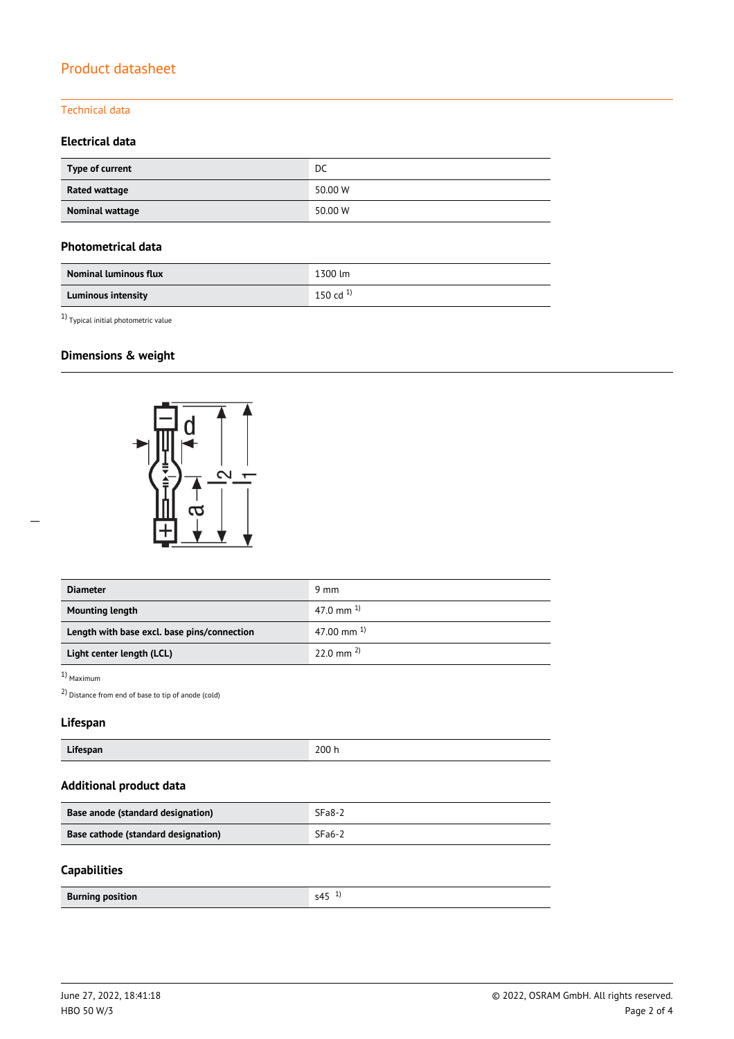# Product datasheet

## Technical data

### Electrical data

| Type of current | DC |
|---|---|
| Rated wattage | 50.00 W |
| Nominal wattage | 50.00 W |

### Photometrical data

| Nominal luminous flux | 1300 lm |
|---|---|
| Luminous intensity | 150 cd [1] |

[1] Typical initial photometric value

### Dimensions & weight

| Diameter | 9 mm |
|---|---|
| Mounting length | 47.0 mm [1] |
| Length with base excl. base pins/connection | 47.00 mm [1] |
| Light center length (LCL) | 22.0 mm [2] |

[1] Maximum

[2] Distance from end of base to tip of anode (cold)

### Lifespan

| Lifespan | 200 h |
|---|---|

### Additional product data

| Base anode (standard designation) | SFa8-2 |
|---|---|
| Base cathode (standard designation) | SFa6-2 |

### Capabilities

| Burning position | s45 [1] |
|---|---|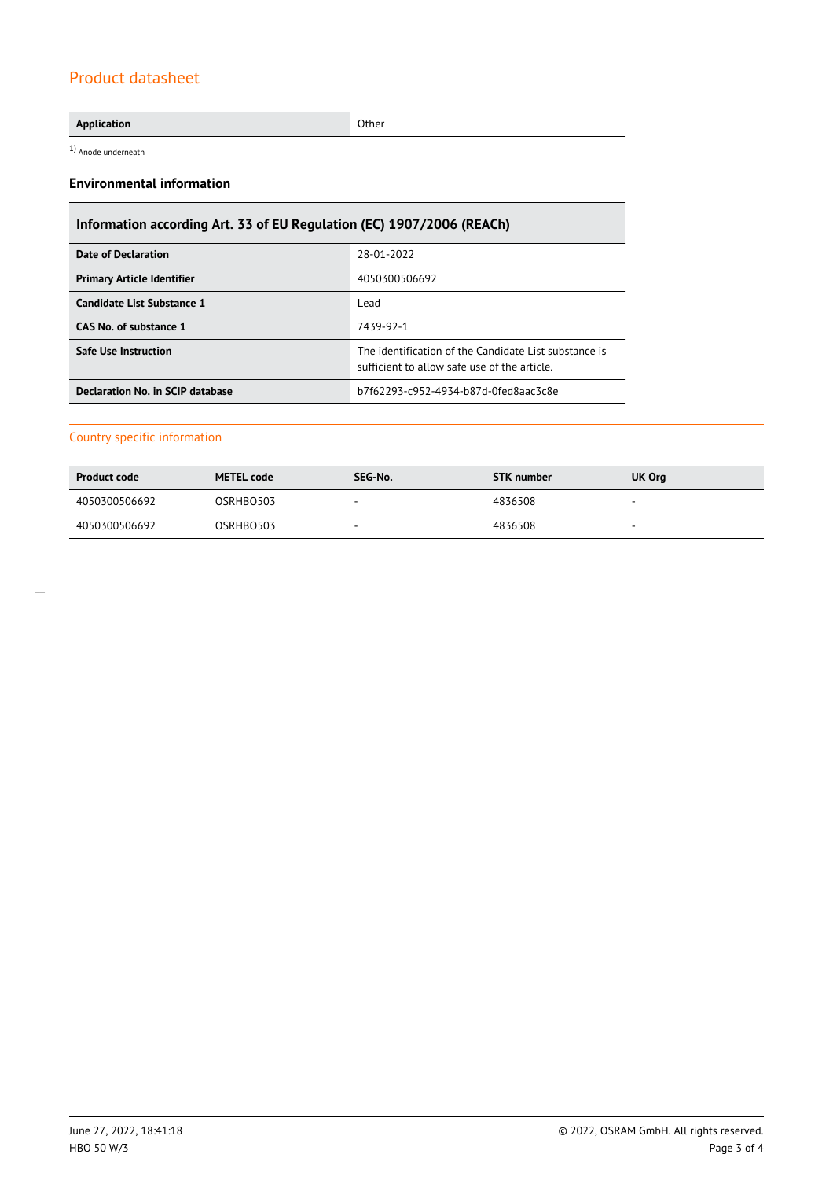## Product datasheet

| Application | Other |
|---|---|

1) Anode underneath

### Environmental information

| Information according Art. 33 of EU Regulation (EC) 1907/2006 (REACh) | |
|---|---|
| **Date of Declaration** | 28-01-2022 |
| **Primary Article Identifier** | 4050300506692 |
| **Candidate List Substance 1** | Lead |
| **CAS No. of substance 1** | 7439-92-1 |
| **Safe Use Instruction** | The identification of the Candidate List substance is sufficient to allow safe use of the article. |
| **Declaration No. in SCIP database** | b7f62293-c952-4934-b87d-0fed8aac3c8e |

### Country specific information

| Product code | METEL code | SEG-No. | STK number | UK Org |
|---|---|---|---|---|
| 4050300506692 | OSRHBO503 | - | 4836508 | - |
| 4050300506692 | OSRHBO503 | - | 4836508 | - |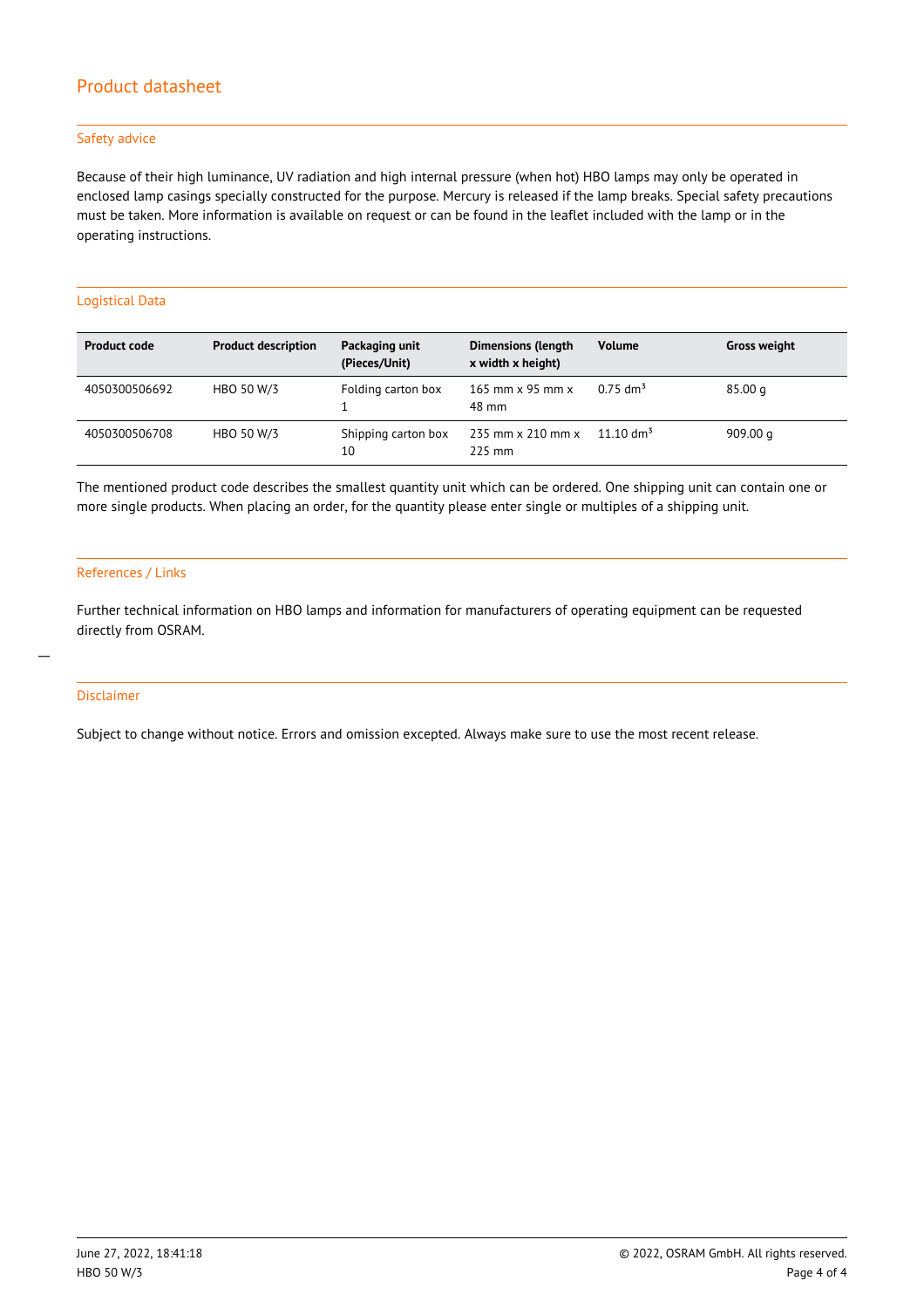## Safety advice

Because of their high luminance, UV radiation and high internal pressure (when hot) HBO lamps may only be operated in enclosed lamp casings specially constructed for the purpose. Mercury is released if the lamp breaks. Special safety precautions must be taken. More information is available on request or can be found in the leaflet included with the lamp or in the operating instructions.

## Logistical Data

| Product code | Product description | Packaging unit (Pieces/Unit) | Dimensions (length x width x height) | Volume | Gross weight |
|---|---|---|---|---|---|
| 4050300506692 | HBO 50 W/3 | Folding carton box 1 | 165 mm x 95 mm x 48 mm | 0.75 $dm^3$ | 85.00 g |
| 4050300506708 | HBO 50 W/3 | Shipping carton box 10 | 235 mm x 210 mm x 225 mm | 11.10 $dm^3$ | 909.00 g |

The mentioned product code describes the smallest quantity unit which can be ordered. One shipping unit can contain one or more single products. When placing an order, for the quantity please enter single or multiples of a shipping unit.

## References / Links

Further technical information on HBO lamps and information for manufacturers of operating equipment can be requested directly from OSRAM.

## Disclaimer

Subject to change without notice. Errors and omission excepted. Always make sure to use the most recent release.